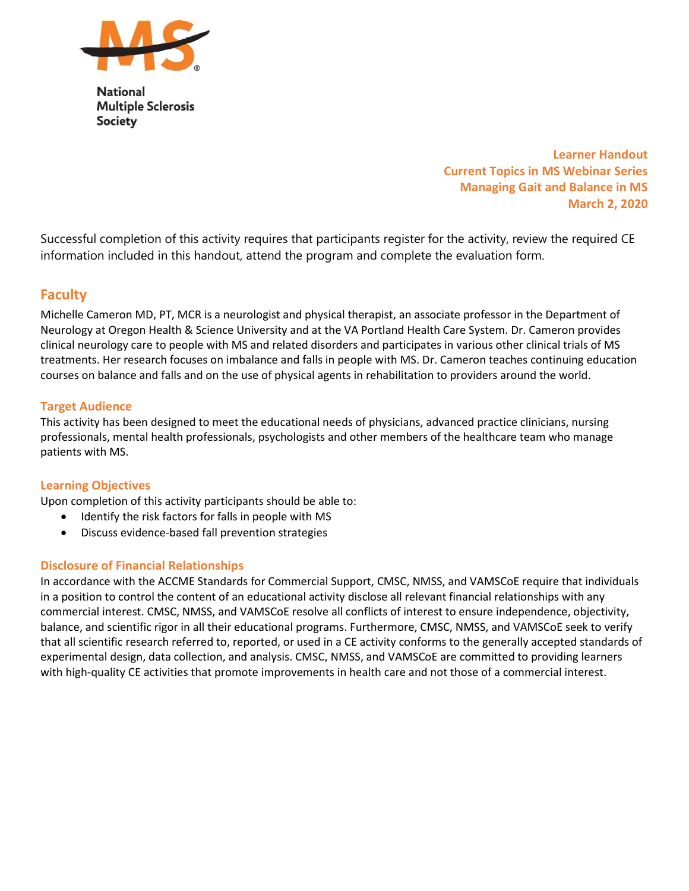National Multiple Sclerosis Society

**Learner Handout**
**Current Topics in MS Webinar Series**
**Managing Gait and Balance in MS**
**March 2, 2020**

Successful completion of this activity requires that participants register for the activity, review the required CE information included in this handout, attend the program and complete the evaluation form.

## Faculty

Michelle Cameron MD, PT, MCR is a neurologist and physical therapist, an associate professor in the Department of Neurology at Oregon Health & Science University and at the VA Portland Health Care System. Dr. Cameron provides clinical neurology care to people with MS and related disorders and participates in various other clinical trials of MS treatments. Her research focuses on imbalance and falls in people with MS. Dr. Cameron teaches continuing education courses on balance and falls and on the use of physical agents in rehabilitation to providers around the world.

### Target Audience

This activity has been designed to meet the educational needs of physicians, advanced practice clinicians, nursing professionals, mental health professionals, psychologists and other members of the healthcare team who manage patients with MS.

### Learning Objectives

Upon completion of this activity participants should be able to:

- Identify the risk factors for falls in people with MS
- Discuss evidence-based fall prevention strategies

### Disclosure of Financial Relationships

In accordance with the ACCME Standards for Commercial Support, CMSC, NMSS, and VAMSCoE require that individuals in a position to control the content of an educational activity disclose all relevant financial relationships with any commercial interest. CMSC, NMSS, and VAMSCoE resolve all conflicts of interest to ensure independence, objectivity, balance, and scientific rigor in all their educational programs. Furthermore, CMSC, NMSS, and VAMSCoE seek to verify that all scientific research referred to, reported, or used in a CE activity conforms to the generally accepted standards of experimental design, data collection, and analysis. CMSC, NMSS, and VAMSCoE are committed to providing learners with high-quality CE activities that promote improvements in health care and not those of a commercial interest.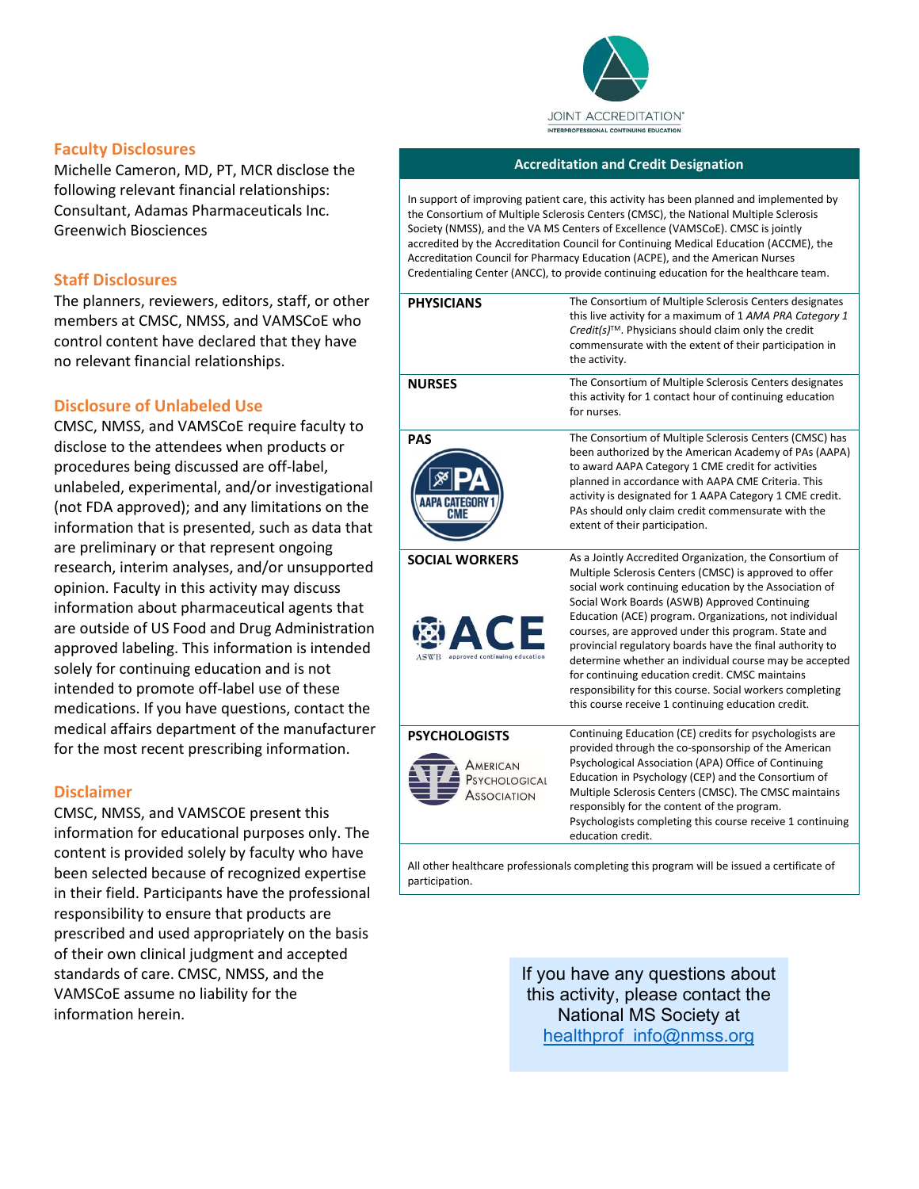## Faculty Disclosures

Michelle Cameron, MD, PT, MCR disclose the following relevant financial relationships: Consultant, Adamas Pharmaceuticals Inc. Greenwich Biosciences

## Staff Disclosures

The planners, reviewers, editors, staff, or other members at CMSC, NMSS, and VAMSCoE who control content have declared that they have no relevant financial relationships.

## Disclosure of Unlabeled Use

CMSC, NMSS, and VAMSCoE require faculty to disclose to the attendees when products or procedures being discussed are off-label, unlabeled, experimental, and/or investigational (not FDA approved); and any limitations on the information that is presented, such as data that are preliminary or that represent ongoing research, interim analyses, and/or unsupported opinion. Faculty in this activity may discuss information about pharmaceutical agents that are outside of US Food and Drug Administration approved labeling. This information is intended solely for continuing education and is not intended to promote off-label use of these medications. If you have questions, contact the medical affairs department of the manufacturer for the most recent prescribing information.

## Disclaimer

CMSC, NMSS, and VAMSCOE present this information for educational purposes only. The content is provided solely by faculty who have been selected because of recognized expertise in their field. Participants have the professional responsibility to ensure that products are prescribed and used appropriately on the basis of their own clinical judgment and accepted standards of care. CMSC, NMSS, and the VAMSCoE assume no liability for the information herein.

JOINT ACCREDITATION™
INTERPROFESSIONAL CONTINUING EDUCATION

## Accreditation and Credit Designation

In support of improving patient care, this activity has been planned and implemented by the Consortium of Multiple Sclerosis Centers (CMSC), the National Multiple Sclerosis Society (NMSS), and the VA MS Centers of Excellence (VAMSCoE). CMSC is jointly accredited by the Accreditation Council for Continuing Medical Education (ACCME), the Accreditation Council for Pharmacy Education (ACPE), and the American Nurses Credentialing Center (ANCC), to provide continuing education for the healthcare team.

| | |
|---|---|
| **PHYSICIANS** | The Consortium of Multiple Sclerosis Centers designates this live activity for a maximum of 1 *AMA PRA Category 1 Credit(s)*™. Physicians should claim only the credit commensurate with the extent of their participation in the activity. |
| **NURSES** | The Consortium of Multiple Sclerosis Centers designates this activity for 1 contact hour of continuing education for nurses. |
| **PAS** (PA AAPA CATEGORY 1 CME) | The Consortium of Multiple Sclerosis Centers (CMSC) has been authorized by the American Academy of PAs (AAPA) to award AAPA Category 1 CME credit for activities planned in accordance with AAPA CME Criteria. This activity is designated for 1 AAPA Category 1 CME credit. PAs should only claim credit commensurate with the extent of their participation. |
| **SOCIAL WORKERS** (ACE ASWB approved continuing education) | As a Jointly Accredited Organization, the Consortium of Multiple Sclerosis Centers (CMSC) is approved to offer social work continuing education by the Association of Social Work Boards (ASWB) Approved Continuing Education (ACE) program. Organizations, not individual courses, are approved under this program. State and provincial regulatory boards have the final authority to determine whether an individual course may be accepted for continuing education credit. CMSC maintains responsibility for this course. Social workers completing this course receive 1 continuing education credit. |
| **PSYCHOLOGISTS** (American Psychological Association) | Continuing Education (CE) credits for psychologists are provided through the co-sponsorship of the American Psychological Association (APA) Office of Continuing Education in Psychology (CEP) and the Consortium of Multiple Sclerosis Centers (CMSC). The CMSC maintains responsibly for the content of the program. Psychologists completing this course receive 1 continuing education credit. |

All other healthcare professionals completing this program will be issued a certificate of participation.

If you have any questions about this activity, please contact the National MS Society at healthprof_info@nmss.org